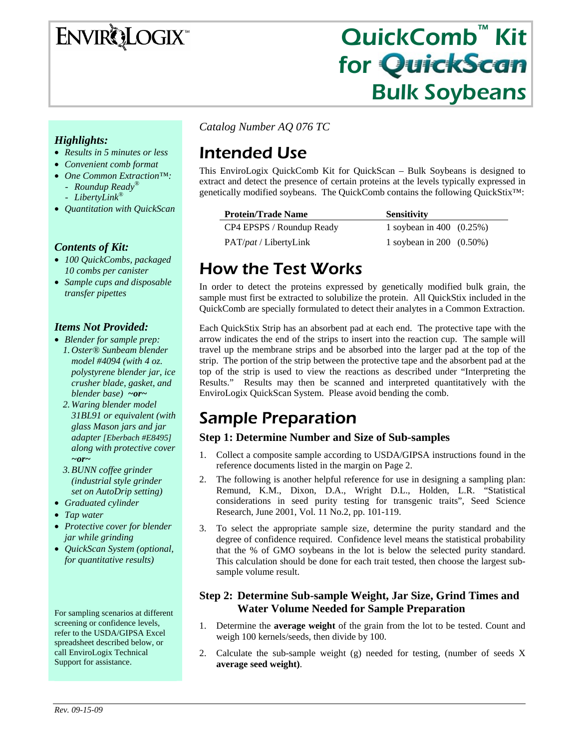ENVIROLOGIX™

# QuickComb™ Kit for QuickScan Bulk Soybeans

### *Highlights:*

- *Results in 5 minutes or less*
- *Convenient comb format*
- *One Common Extraction™:*
  - *Roundup Ready®*
  - *LibertyLink®*
- *Quantitation with QuickScan*

### *Contents of Kit:*

- *100 QuickCombs, packaged 10 combs per canister*
- *Sample cups and disposable transfer pipettes*

### *Items Not Provided:*

- *Blender for sample prep:*
  1. *Oster® Sunbeam blender model #4094 (with 4 oz. polystyrene blender jar, ice crusher blade, gasket, and blender base)* ***~or~***
  2. *Waring blender model 31BL91 or equivalent (with glass Mason jars and jar adapter [Eberbach #E8495] along with protective cover* ***~or~***
  3. *BUNN coffee grinder (industrial style grinder set on AutoDrip setting)*
- *Graduated cylinder*
- *Tap water*
- *Protective cover for blender jar while grinding*
- *QuickScan System (optional, for quantitative results)*

For sampling scenarios at different screening or confidence levels, refer to the USDA/GIPSA Excel spreadsheet described below, or call EnviroLogix Technical Support for assistance.

*Catalog Number AQ 076 TC*

# Intended Use

This EnviroLogix QuickComb Kit for QuickScan – Bulk Soybeans is designed to extract and detect the presence of certain proteins at the levels typically expressed in genetically modified soybeans. The QuickComb contains the following QuickStix™:

| Protein/Trade Name | Sensitivity |
|---|---|
| CP4 EPSPS / Roundup Ready | 1 soybean in 400 (0.25%) |
| PAT/*pat* / LibertyLink | 1 soybean in 200 (0.50%) |

# How the Test Works

In order to detect the proteins expressed by genetically modified bulk grain, the sample must first be extracted to solubilize the protein. All QuickStix included in the QuickComb are specially formulated to detect their analytes in a Common Extraction.

Each QuickStix Strip has an absorbent pad at each end. The protective tape with the arrow indicates the end of the strips to insert into the reaction cup. The sample will travel up the membrane strips and be absorbed into the larger pad at the top of the strip. The portion of the strip between the protective tape and the absorbent pad at the top of the strip is used to view the reactions as described under "Interpreting the Results." Results may then be scanned and interpreted quantitatively with the EnviroLogix QuickScan System. Please avoid bending the comb.

# Sample Preparation

### Step 1: Determine Number and Size of Sub-samples

1. Collect a composite sample according to USDA/GIPSA instructions found in the reference documents listed in the margin on Page 2.
2. The following is another helpful reference for use in designing a sampling plan: Remund, K.M., Dixon, D.A., Wright D.L., Holden, L.R. "Statistical considerations in seed purity testing for transgenic traits", Seed Science Research, June 2001, Vol. 11 No.2, pp. 101-119.
3. To select the appropriate sample size, determine the purity standard and the degree of confidence required. Confidence level means the statistical probability that the % of GMO soybeans in the lot is below the selected purity standard. This calculation should be done for each trait tested, then choose the largest sub-sample volume result.

### Step 2: Determine Sub-sample Weight, Jar Size, Grind Times and Water Volume Needed for Sample Preparation

1. Determine the **average weight** of the grain from the lot to be tested. Count and weigh 100 kernels/seeds, then divide by 100.
2. Calculate the sub-sample weight (g) needed for testing, (number of seeds X **average seed weight)**.

*Rev. 09-15-09*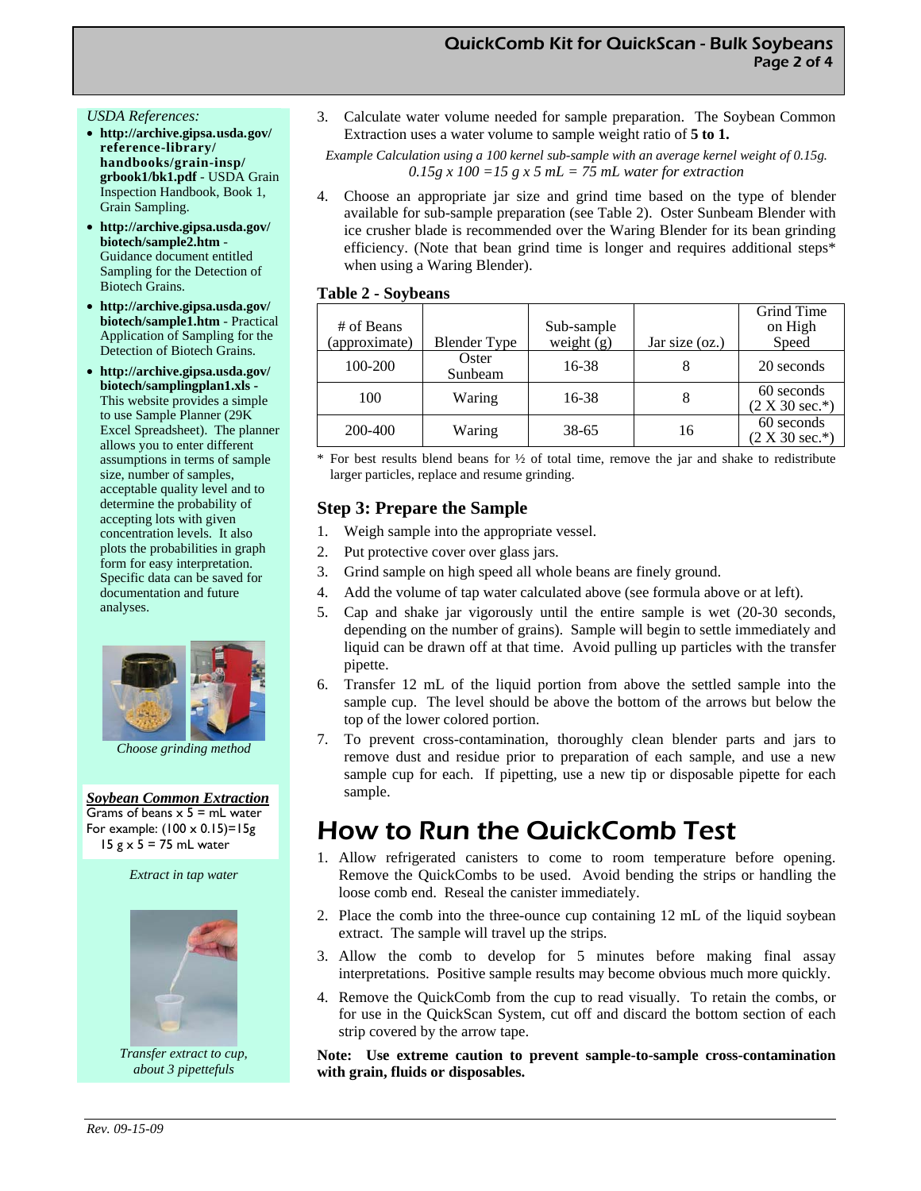*USDA References:*

- **http://archive.gipsa.usda.gov/reference-library/handbooks/grain-insp/grbook1/bk1.pdf** - USDA Grain Inspection Handbook, Book 1, Grain Sampling.
- **http://archive.gipsa.usda.gov/biotech/sample2.htm** - Guidance document entitled Sampling for the Detection of Biotech Grains.
- **http://archive.gipsa.usda.gov/biotech/sample1.htm** - Practical Application of Sampling for the Detection of Biotech Grains.
- **http://archive.gipsa.usda.gov/biotech/samplingplan1.xls** - This website provides a simple to use Sample Planner (29K Excel Spreadsheet). The planner allows you to enter different assumptions in terms of sample size, number of samples, acceptable quality level and to determine the probability of accepting lots with given concentration levels. It also plots the probabilities in graph form for easy interpretation. Specific data can be saved for documentation and future analyses.

*Choose grinding method*

***Soybean Common Extraction***

Grams of beans x 5 = mL water

For example: (100 x 0.15)=15g

15 g x 5 = 75 mL water

*Extract in tap water*

*Transfer extract to cup, about 3 pipettefuls*

3. Calculate water volume needed for sample preparation. The Soybean Common Extraction uses a water volume to sample weight ratio of **5 to 1.**

*Example Calculation using a 100 kernel sub-sample with an average kernel weight of 0.15g.*
*0.15g x 100 =15 g x 5 mL = 75 mL water for extraction*

4. Choose an appropriate jar size and grind time based on the type of blender available for sub-sample preparation (see Table 2). Oster Sunbeam Blender with ice crusher blade is recommended over the Waring Blender for its bean grinding efficiency. (Note that bean grind time is longer and requires additional steps* when using a Waring Blender).

**Table 2 - Soybeans**

| # of Beans (approximate) | Blender Type | Sub-sample weight (g) | Jar size (oz.) | Grind Time on High Speed |
|---|---|---|---|---|
| 100-200 | Oster Sunbeam | 16-38 | 8 | 20 seconds |
| 100 | Waring | 16-38 | 8 | 60 seconds (2 X 30 sec.*) |
| 200-400 | Waring | 38-65 | 16 | 60 seconds (2 X 30 sec.*) |

\* For best results blend beans for ½ of total time, remove the jar and shake to redistribute larger particles, replace and resume grinding.

## Step 3: Prepare the Sample

1. Weigh sample into the appropriate vessel.
2. Put protective cover over glass jars.
3. Grind sample on high speed all whole beans are finely ground.
4. Add the volume of tap water calculated above (see formula above or at left).
5. Cap and shake jar vigorously until the entire sample is wet (20-30 seconds, depending on the number of grains). Sample will begin to settle immediately and liquid can be drawn off at that time. Avoid pulling up particles with the transfer pipette.
6. Transfer 12 mL of the liquid portion from above the settled sample into the sample cup. The level should be above the bottom of the arrows but below the top of the lower colored portion.
7. To prevent cross-contamination, thoroughly clean blender parts and jars to remove dust and residue prior to preparation of each sample, and use a new sample cup for each. If pipetting, use a new tip or disposable pipette for each sample.

# How to Run the QuickComb Test

1. Allow refrigerated canisters to come to room temperature before opening. Remove the QuickCombs to be used. Avoid bending the strips or handling the loose comb end. Reseal the canister immediately.
2. Place the comb into the three-ounce cup containing 12 mL of the liquid soybean extract. The sample will travel up the strips.
3. Allow the comb to develop for 5 minutes before making final assay interpretations. Positive sample results may become obvious much more quickly.
4. Remove the QuickComb from the cup to read visually. To retain the combs, or for use in the QuickScan System, cut off and discard the bottom section of each strip covered by the arrow tape.

**Note: Use extreme caution to prevent sample-to-sample cross-contamination with grain, fluids or disposables.**

*Rev. 09-15-09*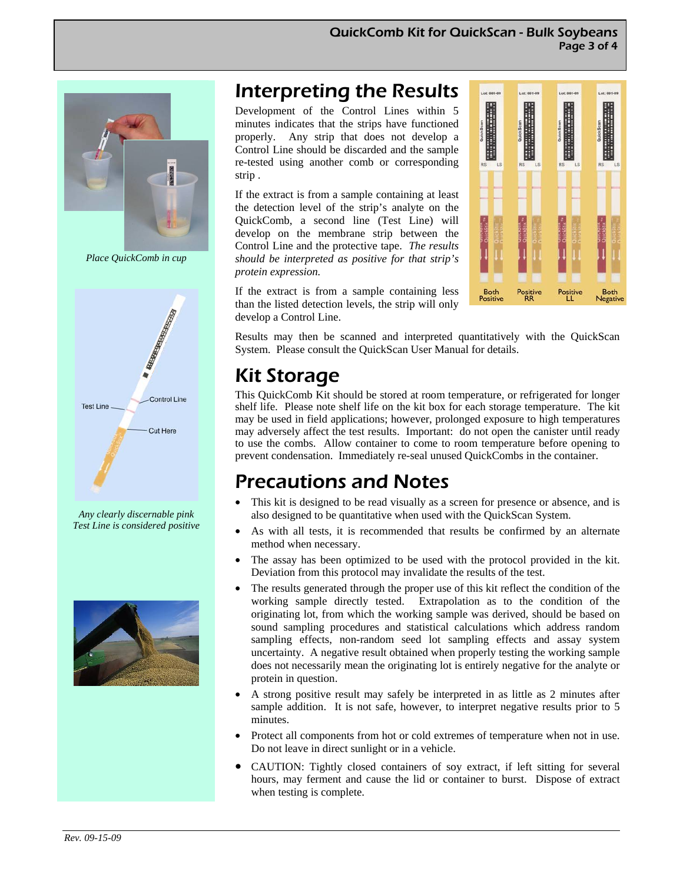Place QuickComb in cup

Any clearly discernable pink Test Line is considered positive

## Interpreting the Results

Development of the Control Lines within 5 minutes indicates that the strips have functioned properly. Any strip that does not develop a Control Line should be discarded and the sample re-tested using another comb or corresponding strip .

If the extract is from a sample containing at least the detection level of the strip's analyte on the QuickComb, a second line (Test Line) will develop on the membrane strip between the Control Line and the protective tape. *The results should be interpreted as positive for that strip's protein expression.*

If the extract is from a sample containing less than the listed detection levels, the strip will only develop a Control Line.

Results may then be scanned and interpreted quantitatively with the QuickScan System. Please consult the QuickScan User Manual for details.

## Kit Storage

This QuickComb Kit should be stored at room temperature, or refrigerated for longer shelf life. Please note shelf life on the kit box for each storage temperature. The kit may be used in field applications; however, prolonged exposure to high temperatures may adversely affect the test results. Important: do not open the canister until ready to use the combs. Allow container to come to room temperature before opening to prevent condensation. Immediately re-seal unused QuickCombs in the container.

## Precautions and Notes

- This kit is designed to be read visually as a screen for presence or absence, and is also designed to be quantitative when used with the QuickScan System.
- As with all tests, it is recommended that results be confirmed by an alternate method when necessary.
- The assay has been optimized to be used with the protocol provided in the kit. Deviation from this protocol may invalidate the results of the test.
- The results generated through the proper use of this kit reflect the condition of the working sample directly tested. Extrapolation as to the condition of the originating lot, from which the working sample was derived, should be based on sound sampling procedures and statistical calculations which address random sampling effects, non-random seed lot sampling effects and assay system uncertainty. A negative result obtained when properly testing the working sample does not necessarily mean the originating lot is entirely negative for the analyte or protein in question.
- A strong positive result may safely be interpreted in as little as 2 minutes after sample addition. It is not safe, however, to interpret negative results prior to 5 minutes.
- Protect all components from hot or cold extremes of temperature when not in use. Do not leave in direct sunlight or in a vehicle.
- CAUTION: Tightly closed containers of soy extract, if left sitting for several hours, may ferment and cause the lid or container to burst. Dispose of extract when testing is complete.

*Rev. 09-15-09*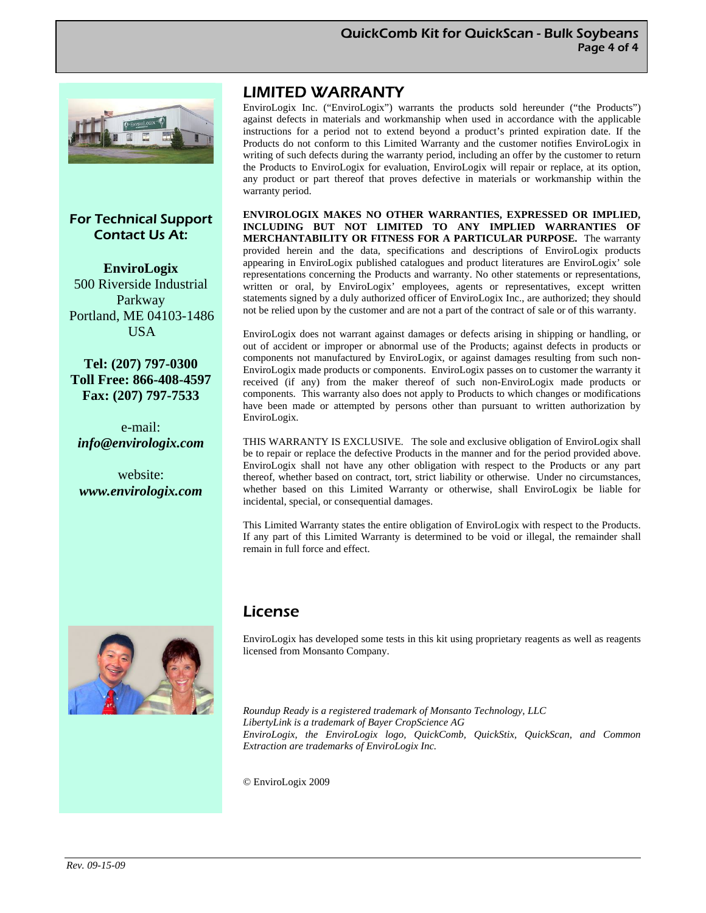## For Technical Support Contact Us At:

**EnviroLogix**
500 Riverside Industrial Parkway
Portland, ME 04103-1486
USA

**Tel: (207) 797-0300**
**Toll Free: 866-408-4597**
**Fax: (207) 797-7533**

e-mail:
***info@envirologix.com***

website:
***www.envirologix.com***

## LIMITED WARRANTY

EnviroLogix Inc. ("EnviroLogix") warrants the products sold hereunder ("the Products") against defects in materials and workmanship when used in accordance with the applicable instructions for a period not to extend beyond a product's printed expiration date. If the Products do not conform to this Limited Warranty and the customer notifies EnviroLogix in writing of such defects during the warranty period, including an offer by the customer to return the Products to EnviroLogix for evaluation, EnviroLogix will repair or replace, at its option, any product or part thereof that proves defective in materials or workmanship within the warranty period.

**ENVIROLOGIX MAKES NO OTHER WARRANTIES, EXPRESSED OR IMPLIED, INCLUDING BUT NOT LIMITED TO ANY IMPLIED WARRANTIES OF MERCHANTABILITY OR FITNESS FOR A PARTICULAR PURPOSE.** The warranty provided herein and the data, specifications and descriptions of EnviroLogix products appearing in EnviroLogix published catalogues and product literatures are EnviroLogix' sole representations concerning the Products and warranty. No other statements or representations, written or oral, by EnviroLogix' employees, agents or representatives, except written statements signed by a duly authorized officer of EnviroLogix Inc., are authorized; they should not be relied upon by the customer and are not a part of the contract of sale or of this warranty.

EnviroLogix does not warrant against damages or defects arising in shipping or handling, or out of accident or improper or abnormal use of the Products; against defects in products or components not manufactured by EnviroLogix, or against damages resulting from such non-EnviroLogix made products or components. EnviroLogix passes on to customer the warranty it received (if any) from the maker thereof of such non-EnviroLogix made products or components. This warranty also does not apply to Products to which changes or modifications have been made or attempted by persons other than pursuant to written authorization by EnviroLogix.

THIS WARRANTY IS EXCLUSIVE. The sole and exclusive obligation of EnviroLogix shall be to repair or replace the defective Products in the manner and for the period provided above. EnviroLogix shall not have any other obligation with respect to the Products or any part thereof, whether based on contract, tort, strict liability or otherwise. Under no circumstances, whether based on this Limited Warranty or otherwise, shall EnviroLogix be liable for incidental, special, or consequential damages.

This Limited Warranty states the entire obligation of EnviroLogix with respect to the Products. If any part of this Limited Warranty is determined to be void or illegal, the remainder shall remain in full force and effect.

## License

EnviroLogix has developed some tests in this kit using proprietary reagents as well as reagents licensed from Monsanto Company.

*Roundup Ready is a registered trademark of Monsanto Technology, LLC*
*LibertyLink is a trademark of Bayer CropScience AG*
*EnviroLogix, the EnviroLogix logo, QuickComb, QuickStix, QuickScan, and Common Extraction are trademarks of EnviroLogix Inc.*

© EnviroLogix 2009

*Rev. 09-15-09*